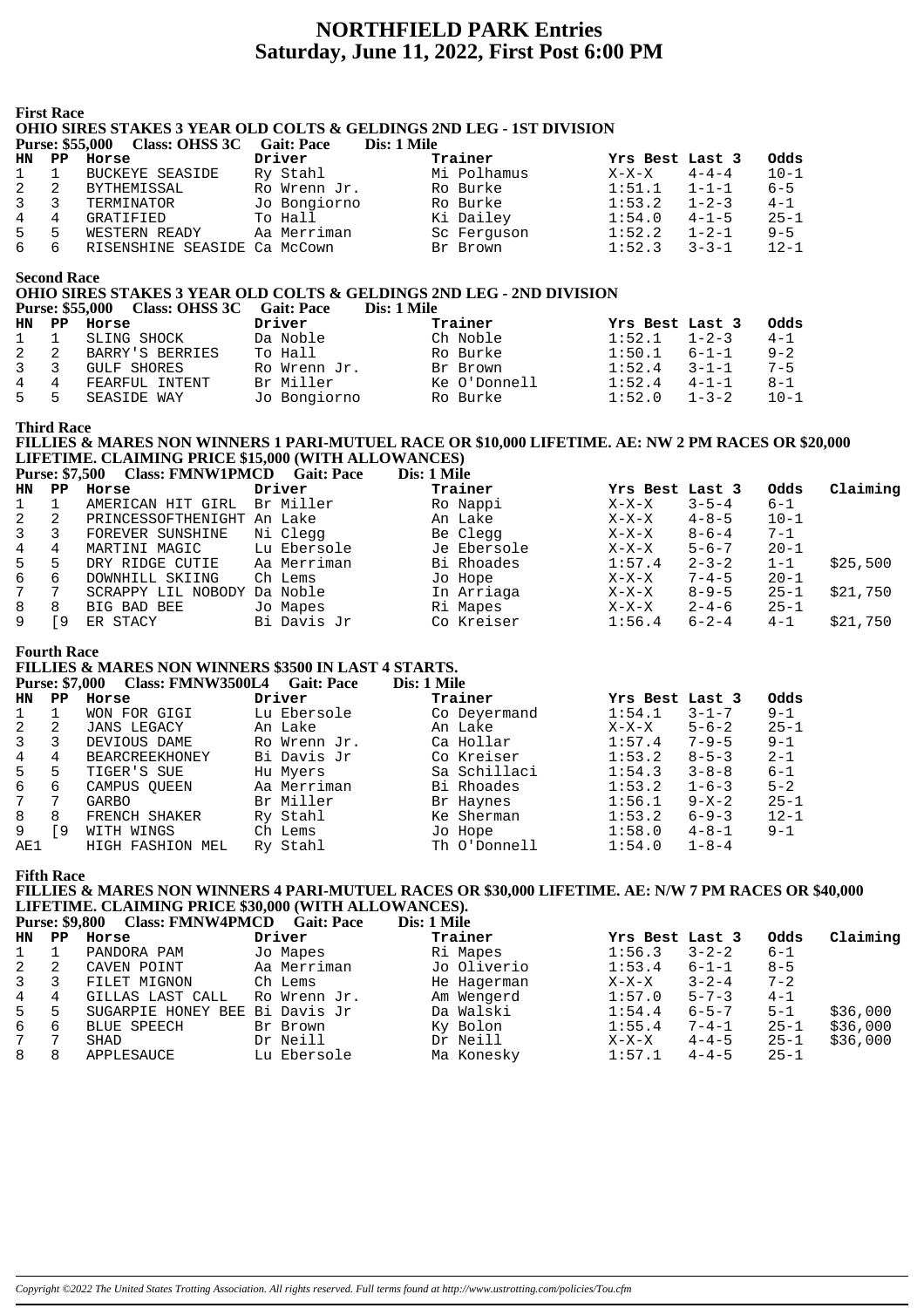# NORTHFIELD PARK Entries
# Saturday, June 11, 2022, First Post 6:00 PM

## First Race

**OHIO SIRES STAKES 3 YEAR OLD COLTS & GELDINGS 2ND LEG - 1ST DIVISION**

**Purse: $55,000 Class: OHSS 3C Gait: Pace Dis: 1 Mile**

| HN | PP | Horse | Driver | Trainer | Yrs Best | Last 3 | Odds |
|---|---|---|---|---|---|---|---|
| 1 | 1 | BUCKEYE SEASIDE | Ry Stahl | Mi Polhamus | X-X-X | 4-4-4 | 10-1 |
| 2 | 2 | BYTHEMISSAL | Ro Wrenn Jr. | Ro Burke | 1:51.1 | 1-1-1 | 6-5 |
| 3 | 3 | TERMINATOR | Jo Bongiorno | Ro Burke | 1:53.2 | 1-2-3 | 4-1 |
| 4 | 4 | GRATIFIED | To Hall | Ki Dailey | 1:54.0 | 4-1-5 | 25-1 |
| 5 | 5 | WESTERN READY | Aa Merriman | Sc Ferguson | 1:52.2 | 1-2-1 | 9-5 |
| 6 | 6 | RISENSHINE SEASIDE | Ca McCown | Br Brown | 1:52.3 | 3-3-1 | 12-1 |

## Second Race

**OHIO SIRES STAKES 3 YEAR OLD COLTS & GELDINGS 2ND LEG - 2ND DIVISION**

**Purse: $55,000 Class: OHSS 3C Gait: Pace Dis: 1 Mile**

| HN | PP | Horse | Driver | Trainer | Yrs Best | Last 3 | Odds |
|---|---|---|---|---|---|---|---|
| 1 | 1 | SLING SHOCK | Da Noble | Ch Noble | 1:52.1 | 1-2-3 | 4-1 |
| 2 | 2 | BARRY'S BERRIES | To Hall | Ro Burke | 1:50.1 | 6-1-1 | 9-2 |
| 3 | 3 | GULF SHORES | Ro Wrenn Jr. | Br Brown | 1:52.4 | 3-1-1 | 7-5 |
| 4 | 4 | FEARFUL INTENT | Br Miller | Ke O'Donnell | 1:52.4 | 4-1-1 | 8-1 |
| 5 | 5 | SEASIDE WAY | Jo Bongiorno | Ro Burke | 1:52.0 | 1-3-2 | 10-1 |

## Third Race

**FILLIES & MARES NON WINNERS 1 PARI-MUTUEL RACE OR $10,000 LIFETIME. AE: NW 2 PM RACES OR $20,000 LIFETIME. CLAIMING PRICE $15,000 (WITH ALLOWANCES)**

**Purse: $7,500 Class: FMNW1PMCD Gait: Pace Dis: 1 Mile**

| HN | PP | Horse | Driver | Trainer | Yrs Best | Last 3 | Odds | Claiming |
|---|---|---|---|---|---|---|---|---|
| 1 | 1 | AMERICAN HIT GIRL | Br Miller | Ro Nappi | X-X-X | 3-5-4 | 6-1 | |
| 2 | 2 | PRINCESSOFTHENIGHT | An Lake | An Lake | X-X-X | 4-8-5 | 10-1 | |
| 3 | 3 | FOREVER SUNSHINE | Ni Clegg | Be Clegg | X-X-X | 8-6-4 | 7-1 | |
| 4 | 4 | MARTINI MAGIC | Lu Ebersole | Je Ebersole | X-X-X | 5-6-7 | 20-1 | |
| 5 | 5 | DRY RIDGE CUTIE | Aa Merriman | Bi Rhoades | 1:57.4 | 2-3-2 | 1-1 | $25,500 |
| 6 | 6 | DOWNHILL SKIING | Ch Lems | Jo Hope | X-X-X | 7-4-5 | 20-1 | |
| 7 | 7 | SCRAPPY LIL NOBODY | Da Noble | In Arriaga | X-X-X | 8-9-5 | 25-1 | $21,750 |
| 8 | 8 | BIG BAD BEE | Jo Mapes | Ri Mapes | X-X-X | 2-4-6 | 25-1 | |
| 9 | [9 | ER STACY | Bi Davis Jr | Co Kreiser | 1:56.4 | 6-2-4 | 4-1 | $21,750 |

## Fourth Race

**FILLIES & MARES NON WINNERS $3500 IN LAST 4 STARTS.**

**Purse: $7,000 Class: FMNW3500L4 Gait: Pace Dis: 1 Mile**

| HN | PP | Horse | Driver | Trainer | Yrs Best | Last 3 | Odds |
|---|---|---|---|---|---|---|---|
| 1 | 1 | WON FOR GIGI | Lu Ebersole | Co Deyermand | 1:54.1 | 3-1-7 | 9-1 |
| 2 | 2 | JANS LEGACY | An Lake | An Lake | X-X-X | 5-6-2 | 25-1 |
| 3 | 3 | DEVIOUS DAME | Ro Wrenn Jr. | Ca Hollar | 1:57.4 | 7-9-5 | 9-1 |
| 4 | 4 | BEARCREEKHONEY | Bi Davis Jr | Co Kreiser | 1:53.2 | 8-5-3 | 2-1 |
| 5 | 5 | TIGER'S SUE | Hu Myers | Sa Schillaci | 1:54.3 | 3-8-8 | 6-1 |
| 6 | 6 | CAMPUS QUEEN | Aa Merriman | Bi Rhoades | 1:53.2 | 1-6-3 | 5-2 |
| 7 | 7 | GARBO | Br Miller | Br Haynes | 1:56.1 | 9-X-2 | 25-1 |
| 8 | 8 | FRENCH SHAKER | Ry Stahl | Ke Sherman | 1:53.2 | 6-9-3 | 12-1 |
| 9 | [9 | WITH WINGS | Ch Lems | Jo Hope | 1:58.0 | 4-8-1 | 9-1 |
| AE1 | | HIGH FASHION MEL | Ry Stahl | Th O'Donnell | 1:54.0 | 1-8-4 | |

## Fifth Race

**FILLIES & MARES NON WINNERS 4 PARI-MUTUEL RACES OR $30,000 LIFETIME. AE: N/W 7 PM RACES OR $40,000 LIFETIME. CLAIMING PRICE $30,000 (WITH ALLOWANCES).**

**Purse: $9,800 Class: FMNW4PMCD Gait: Pace Dis: 1 Mile**

| HN | PP | Horse | Driver | Trainer | Yrs Best | Last 3 | Odds | Claiming |
|---|---|---|---|---|---|---|---|---|
| 1 | 1 | PANDORA PAM | Jo Mapes | Ri Mapes | 1:56.3 | 3-2-2 | 6-1 | |
| 2 | 2 | CAVEN POINT | Aa Merriman | Jo Oliverio | 1:53.4 | 6-1-1 | 8-5 | |
| 3 | 3 | FILET MIGNON | Ch Lems | He Hagerman | X-X-X | 3-2-4 | 7-2 | |
| 4 | 4 | GILLAS LAST CALL | Ro Wrenn Jr. | Am Wengerd | 1:57.0 | 5-7-3 | 4-1 | |
| 5 | 5 | SUGARPIE HONEY BEE | Bi Davis Jr | Da Walski | 1:54.4 | 6-5-7 | 5-1 | $36,000 |
| 6 | 6 | BLUE SPEECH | Br Brown | Ky Bolon | 1:55.4 | 7-4-1 | 25-1 | $36,000 |
| 7 | 7 | SHAD | Dr Neill | Dr Neill | X-X-X | 4-4-5 | 25-1 | $36,000 |
| 8 | 8 | APPLESAUCE | Lu Ebersole | Ma Konesky | 1:57.1 | 4-4-5 | 25-1 | |

*Copyright ©2022 The United States Trotting Association. All rights reserved. Full terms found at http://www.ustrotting.com/policies/Tou.cfm*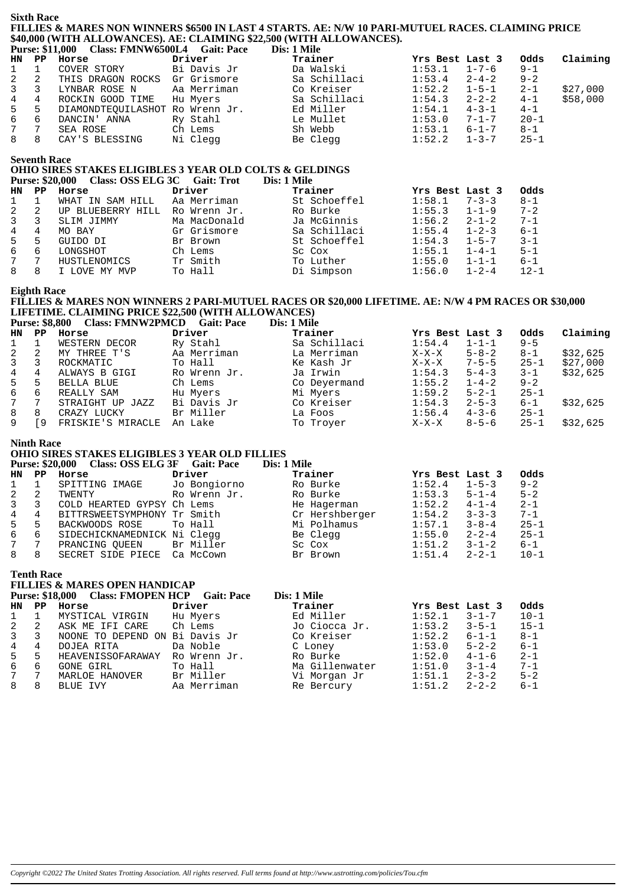## Sixth Race

**FILLIES & MARES NON WINNERS $6500 IN LAST 4 STARTS. AE: N/W 10 PARI-MUTUEL RACES. CLAIMING PRICE $40,000 (WITH ALLOWANCES). AE: CLAIMING $22,500 (WITH ALLOWANCES).**

**Purse: $11,000 Class: FMNW6500L4 Gait: Pace Dis: 1 Mile**

| HN | PP | Horse | Driver | Trainer | Yrs Best | Last 3 | Odds | Claiming |
|---|---|---|---|---|---|---|---|---|
| 1 | 1 | COVER STORY | Bi Davis Jr | Da Walski | 1:53.1 | 1-7-6 | 9-1 | |
| 2 | 2 | THIS DRAGON ROCKS | Gr Grismore | Sa Schillaci | 1:53.4 | 2-4-2 | 9-2 | |
| 3 | 3 | LYNBAR ROSE N | Aa Merriman | Co Kreiser | 1:52.2 | 1-5-1 | 2-1 | $27,000 |
| 4 | 4 | ROCKIN GOOD TIME | Hu Myers | Sa Schillaci | 1:54.3 | 2-2-2 | 4-1 | $58,000 |
| 5 | 5 | DIAMONDTEQUILASHOT | Ro Wrenn Jr. | Ed Miller | 1:54.1 | 4-3-1 | 4-1 | |
| 6 | 6 | DANCIN' ANNA | Ry Stahl | Le Mullet | 1:53.0 | 7-1-7 | 20-1 | |
| 7 | 7 | SEA ROSE | Ch Lems | Sh Webb | 1:53.1 | 6-1-7 | 8-1 | |
| 8 | 8 | CAY'S BLESSING | Ni Clegg | Be Clegg | 1:52.2 | 1-3-7 | 25-1 | |

## Seventh Race

**OHIO SIRES STAKES ELIGIBLES 3 YEAR OLD COLTS & GELDINGS**

**Purse: $20,000 Class: OSS ELG 3C Gait: Trot Dis: 1 Mile**

| HN | PP | Horse | Driver | Trainer | Yrs Best | Last 3 | Odds |
|---|---|---|---|---|---|---|---|
| 1 | 1 | WHAT IN SAM HILL | Aa Merriman | St Schoeffel | 1:58.1 | 7-3-3 | 8-1 |
| 2 | 2 | UP BLUEBERRY HILL | Ro Wrenn Jr. | Ro Burke | 1:55.3 | 1-1-9 | 7-2 |
| 3 | 3 | SLIM JIMMY | Ma MacDonald | Ja McGinnis | 1:56.2 | 2-1-2 | 7-1 |
| 4 | 4 | MO BAY | Gr Grismore | Sa Schillaci | 1:55.4 | 1-2-3 | 6-1 |
| 5 | 5 | GUIDO DI | Br Brown | St Schoeffel | 1:54.3 | 1-5-7 | 3-1 |
| 6 | 6 | LONGSHOT | Ch Lems | Sc Cox | 1:55.1 | 1-4-1 | 5-1 |
| 7 | 7 | HUSTLENOMICS | Tr Smith | To Luther | 1:55.0 | 1-1-1 | 6-1 |
| 8 | 8 | I LOVE MY MVP | To Hall | Di Simpson | 1:56.0 | 1-2-4 | 12-1 |

## Eighth Race

**FILLIES & MARES NON WINNERS 2 PARI-MUTUEL RACES OR $20,000 LIFETIME. AE: N/W 4 PM RACES OR $30,000 LIFETIME. CLAIMING PRICE $22,500 (WITH ALLOWANCES)**

**Purse: $8,800 Class: FMNW2PMCD Gait: Pace Dis: 1 Mile**

| HN | PP | Horse | Driver | Trainer | Yrs Best | Last 3 | Odds | Claiming |
|---|---|---|---|---|---|---|---|---|
| 1 | 1 | WESTERN DECOR | Ry Stahl | Sa Schillaci | 1:54.4 | 1-1-1 | 9-5 | |
| 2 | 2 | MY THREE T'S | Aa Merriman | La Merriman | X-X-X | 5-8-2 | 8-1 | $32,625 |
| 3 | 3 | ROCKMATIC | To Hall | Ke Kash Jr | X-X-X | 7-5-5 | 25-1 | $27,000 |
| 4 | 4 | ALWAYS B GIGI | Ro Wrenn Jr. | Ja Irwin | 1:54.3 | 5-4-3 | 3-1 | $32,625 |
| 5 | 5 | BELLA BLUE | Ch Lems | Co Deyermand | 1:55.2 | 1-4-2 | 9-2 | |
| 6 | 6 | REALLY SAM | Hu Myers | Mi Myers | 1:59.2 | 5-2-1 | 25-1 | |
| 7 | 7 | STRAIGHT UP JAZZ | Bi Davis Jr | Co Kreiser | 1:54.3 | 2-5-3 | 6-1 | $32,625 |
| 8 | 8 | CRAZY LUCKY | Br Miller | La Foos | 1:56.4 | 4-3-6 | 25-1 | |
| 9 | [9 | FRISKIE'S MIRACLE | An Lake | To Troyer | X-X-X | 8-5-6 | 25-1 | $32,625 |

## Ninth Race

**OHIO SIRES STAKES ELIGIBLES 3 YEAR OLD FILLIES**

**Purse: $20,000 Class: OSS ELG 3F Gait: Pace Dis: 1 Mile**

| HN | PP | Horse | Driver | Trainer | Yrs Best | Last 3 | Odds |
|---|---|---|---|---|---|---|---|
| 1 | 1 | SPITTING IMAGE | Jo Bongiorno | Ro Burke | 1:52.4 | 1-5-3 | 9-2 |
| 2 | 2 | TWENTY | Ro Wrenn Jr. | Ro Burke | 1:53.3 | 5-1-4 | 5-2 |
| 3 | 3 | COLD HEARTED GYPSY | Ch Lems | He Hagerman | 1:52.2 | 4-1-4 | 2-1 |
| 4 | 4 | BITTRSWEETSYMPHONY | Tr Smith | Cr Hershberger | 1:54.2 | 3-3-3 | 7-1 |
| 5 | 5 | BACKWOODS ROSE | To Hall | Mi Polhamus | 1:57.1 | 3-8-4 | 25-1 |
| 6 | 6 | SIDECHICKNAMEDNICK | Ni Clegg | Be Clegg | 1:55.0 | 2-2-4 | 25-1 |
| 7 | 7 | PRANCING QUEEN | Br Miller | Sc Cox | 1:51.2 | 3-1-2 | 6-1 |
| 8 | 8 | SECRET SIDE PIECE | Ca McCown | Br Brown | 1:51.4 | 2-2-1 | 10-1 |

## Tenth Race

**FILLIES & MARES OPEN HANDICAP**

**Purse: $18,000 Class: FMOPEN HCP Gait: Pace Dis: 1 Mile**

| HN | PP | Horse | Driver | Trainer | Yrs Best | Last 3 | Odds |
|---|---|---|---|---|---|---|---|
| 1 | 1 | MYSTICAL VIRGIN | Hu Myers | Ed Miller | 1:52.1 | 3-1-7 | 10-1 |
| 2 | 2 | ASK ME IFI CARE | Ch Lems | Jo Ciocca Jr. | 1:53.2 | 3-5-1 | 15-1 |
| 3 | 3 | NOONE TO DEPEND ON | Bi Davis Jr | Co Kreiser | 1:52.2 | 6-1-1 | 8-1 |
| 4 | 4 | DOJEA RITA | Da Noble | C Loney | 1:53.0 | 5-2-2 | 6-1 |
| 5 | 5 | HEAVENISSOFARAWAY | Ro Wrenn Jr. | Ro Burke | 1:52.0 | 4-1-6 | 2-1 |
| 6 | 6 | GONE GIRL | To Hall | Ma Gillenwater | 1:51.0 | 3-1-4 | 7-1 |
| 7 | 7 | MARLOE HANOVER | Br Miller | Vi Morgan Jr | 1:51.1 | 2-3-2 | 5-2 |
| 8 | 8 | BLUE IVY | Aa Merriman | Re Bercury | 1:51.2 | 2-2-2 | 6-1 |

*Copyright ©2022 The United States Trotting Association. All rights reserved. Full terms found at http://www.ustrotting.com/policies/Tou.cfm*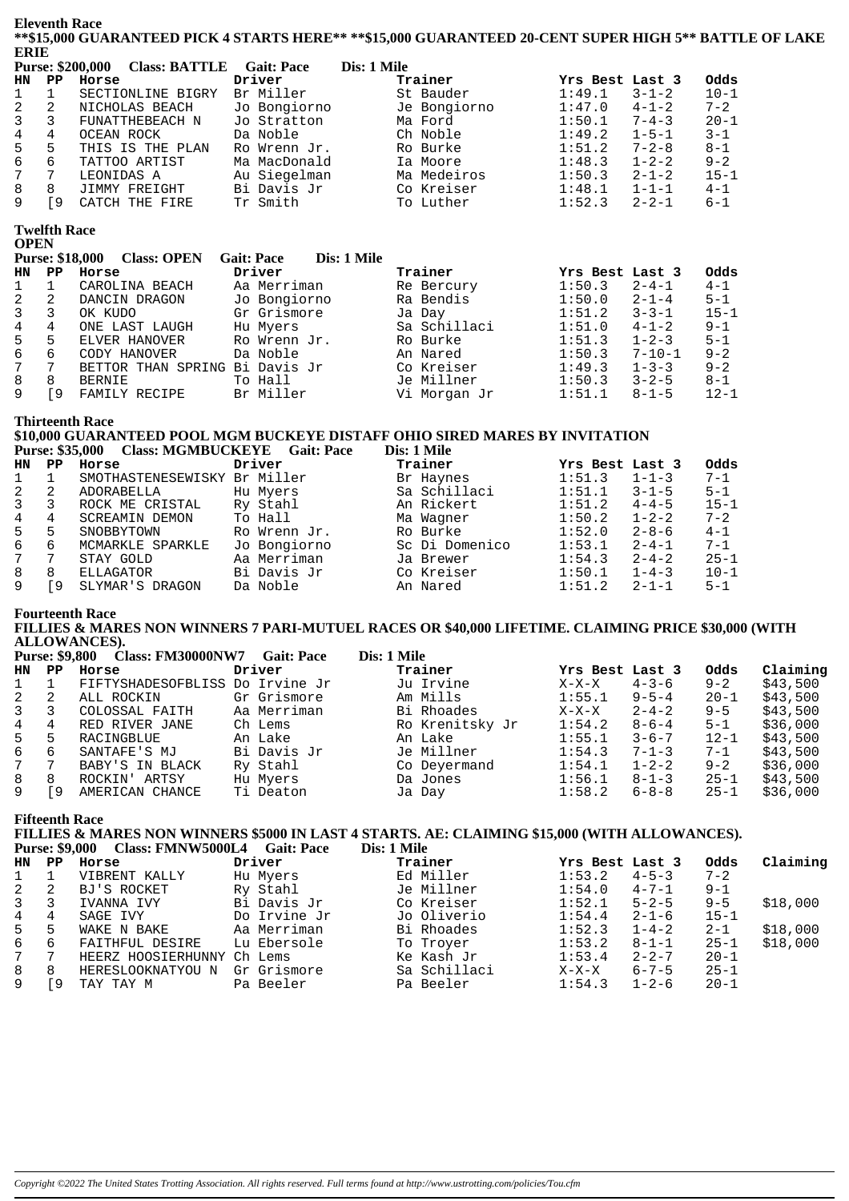### Eleventh Race

**\*\*$15,000 GUARANTEED PICK 4 STARTS HERE\*\* \*\*$15,000 GUARANTEED 20-CENT SUPER HIGH 5\*\* BATTLE OF LAKE ERIE**

**Purse: $200,000 Class: BATTLE Gait: Pace Dis: 1 Mile**

| HN | PP | Horse | Driver | Trainer | Yrs Best | Last 3 | Odds |
|---|---|---|---|---|---|---|---|
| 1 | 1 | SECTIONLINE BIGRY | Br Miller | St Bauder | 1:49.1 | 3-1-2 | 10-1 |
| 2 | 2 | NICHOLAS BEACH | Jo Bongiorno | Je Bongiorno | 1:47.0 | 4-1-2 | 7-2 |
| 3 | 3 | FUNATTHEBEACH N | Jo Stratton | Ma Ford | 1:50.1 | 7-4-3 | 20-1 |
| 4 | 4 | OCEAN ROCK | Da Noble | Ch Noble | 1:49.2 | 1-5-1 | 3-1 |
| 5 | 5 | THIS IS THE PLAN | Ro Wrenn Jr. | Ro Burke | 1:51.2 | 7-2-8 | 8-1 |
| 6 | 6 | TATTOO ARTIST | Ma MacDonald | Ia Moore | 1:48.3 | 1-2-2 | 9-2 |
| 7 | 7 | LEONIDAS A | Au Siegelman | Ma Medeiros | 1:50.3 | 2-1-2 | 15-1 |
| 8 | 8 | JIMMY FREIGHT | Bi Davis Jr | Co Kreiser | 1:48.1 | 1-1-1 | 4-1 |
| 9 | [9 | CATCH THE FIRE | Tr Smith | To Luther | 1:52.3 | 2-2-1 | 6-1 |

### Twelfth Race

**OPEN**

**Purse: $18,000 Class: OPEN Gait: Pace Dis: 1 Mile**

| HN | PP | Horse | Driver | Trainer | Yrs Best | Last 3 | Odds |
|---|---|---|---|---|---|---|---|
| 1 | 1 | CAROLINA BEACH | Aa Merriman | Re Bercury | 1:50.3 | 2-4-1 | 4-1 |
| 2 | 2 | DANCIN DRAGON | Jo Bongiorno | Ra Bendis | 1:50.0 | 2-1-4 | 5-1 |
| 3 | 3 | OK KUDO | Gr Grismore | Ja Day | 1:51.2 | 3-3-1 | 15-1 |
| 4 | 4 | ONE LAST LAUGH | Hu Myers | Sa Schillaci | 1:51.0 | 4-1-2 | 9-1 |
| 5 | 5 | ELVER HANOVER | Ro Wrenn Jr. | Ro Burke | 1:51.3 | 1-2-3 | 5-1 |
| 6 | 6 | CODY HANOVER | Da Noble | An Nared | 1:50.3 | 7-10-1 | 9-2 |
| 7 | 7 | BETTOR THAN SPRING | Bi Davis Jr | Co Kreiser | 1:49.3 | 1-3-3 | 9-2 |
| 8 | 8 | BERNIE | To Hall | Je Millner | 1:50.3 | 3-2-5 | 8-1 |
| 9 | [9 | FAMILY RECIPE | Br Miller | Vi Morgan Jr | 1:51.1 | 8-1-5 | 12-1 |

### Thirteenth Race

**$10,000 GUARANTEED POOL MGM BUCKEYE DISTAFF OHIO SIRED MARES BY INVITATION**

**Purse: $35,000 Class: MGMBUCKEYE Gait: Pace Dis: 1 Mile**

| HN | PP | Horse | Driver | Trainer | Yrs Best | Last 3 | Odds |
|---|---|---|---|---|---|---|---|
| 1 | 1 | SMOTHASTENESEWISKY | Br Miller | Br Haynes | 1:51.3 | 1-1-3 | 7-1 |
| 2 | 2 | ADORABELLA | Hu Myers | Sa Schillaci | 1:51.1 | 3-1-5 | 5-1 |
| 3 | 3 | ROCK ME CRISTAL | Ry Stahl | An Rickert | 1:51.2 | 4-4-5 | 15-1 |
| 4 | 4 | SCREAMIN DEMON | To Hall | Ma Wagner | 1:50.2 | 1-2-2 | 7-2 |
| 5 | 5 | SNOBBYTOWN | Ro Wrenn Jr. | Ro Burke | 1:52.0 | 2-8-6 | 4-1 |
| 6 | 6 | MCMARKLE SPARKLE | Jo Bongiorno | Sc Di Domenico | 1:53.1 | 2-4-1 | 7-1 |
| 7 | 7 | STAY GOLD | Aa Merriman | Ja Brewer | 1:54.3 | 2-4-2 | 25-1 |
| 8 | 8 | ELLAGATOR | Bi Davis Jr | Co Kreiser | 1:50.1 | 1-4-3 | 10-1 |
| 9 | [9 | SLYMAR'S DRAGON | Da Noble | An Nared | 1:51.2 | 2-1-1 | 5-1 |

### Fourteenth Race

**FILLIES & MARES NON WINNERS 7 PARI-MUTUEL RACES OR $40,000 LIFETIME. CLAIMING PRICE $30,000 (WITH ALLOWANCES).**

**Purse: $9,800 Class: FM30000NW7 Gait: Pace Dis: 1 Mile**

| HN | PP | Horse | Driver | Trainer | Yrs Best | Last 3 | Odds | Claiming |
|---|---|---|---|---|---|---|---|---|
| 1 | 1 | FIFTYSHADESOFBLISS | Do Irvine Jr | Ju Irvine | X-X-X | 4-3-6 | 9-2 | $43,500 |
| 2 | 2 | ALL ROCKIN | Gr Grismore | Am Mills | 1:55.1 | 9-5-4 | 20-1 | $43,500 |
| 3 | 3 | COLOSSAL FAITH | Aa Merriman | Bi Rhoades | X-X-X | 2-4-2 | 9-5 | $43,500 |
| 4 | 4 | RED RIVER JANE | Ch Lems | Ro Krenitsky Jr | 1:54.2 | 8-6-4 | 5-1 | $36,000 |
| 5 | 5 | RACINGBLUE | An Lake | An Lake | 1:55.1 | 3-6-7 | 12-1 | $43,500 |
| 6 | 6 | SANTAFE'S MJ | Bi Davis Jr | Je Millner | 1:54.3 | 7-1-3 | 7-1 | $43,500 |
| 7 | 7 | BABY'S IN BLACK | Ry Stahl | Co Deyermand | 1:54.1 | 1-2-2 | 9-2 | $36,000 |
| 8 | 8 | ROCKIN' ARTSY | Hu Myers | Da Jones | 1:56.1 | 8-1-3 | 25-1 | $43,500 |
| 9 | [9 | AMERICAN CHANCE | Ti Deaton | Ja Day | 1:58.2 | 6-8-8 | 25-1 | $36,000 |

### Fifteenth Race

**FILLIES & MARES NON WINNERS $5000 IN LAST 4 STARTS. AE: CLAIMING $15,000 (WITH ALLOWANCES).**

**Purse: $9,000 Class: FMNW5000L4 Gait: Pace Dis: 1 Mile**

| HN | PP | Horse | Driver | Trainer | Yrs Best | Last 3 | Odds | Claiming |
|---|---|---|---|---|---|---|---|---|
| 1 | 1 | VIBRENT KALLY | Hu Myers | Ed Miller | 1:53.2 | 4-5-3 | 7-2 | |
| 2 | 2 | BJ'S ROCKET | Ry Stahl | Je Millner | 1:54.0 | 4-7-1 | 9-1 | |
| 3 | 3 | IVANNA IVY | Bi Davis Jr | Co Kreiser | 1:52.1 | 5-2-5 | 9-5 | $18,000 |
| 4 | 4 | SAGE IVY | Do Irvine Jr | Jo Oliverio | 1:54.4 | 2-1-6 | 15-1 | |
| 5 | 5 | WAKE N BAKE | Aa Merriman | Bi Rhoades | 1:52.3 | 1-4-2 | 2-1 | $18,000 |
| 6 | 6 | FAITHFUL DESIRE | Lu Ebersole | To Troyer | 1:53.2 | 8-1-1 | 25-1 | $18,000 |
| 7 | 7 | HEERZ HOOSIERHUNNY | Ch Lems | Ke Kash Jr | 1:53.4 | 2-2-7 | 20-1 | |
| 8 | 8 | HERESLOOKNATYOU N | Gr Grismore | Sa Schillaci | X-X-X | 6-7-5 | 25-1 | |
| 9 | [9 | TAY TAY M | Pa Beeler | Pa Beeler | 1:54.3 | 1-2-6 | 20-1 | |

*Copyright ©2022 The United States Trotting Association. All rights reserved. Full terms found at http://www.ustrotting.com/policies/Tou.cfm*